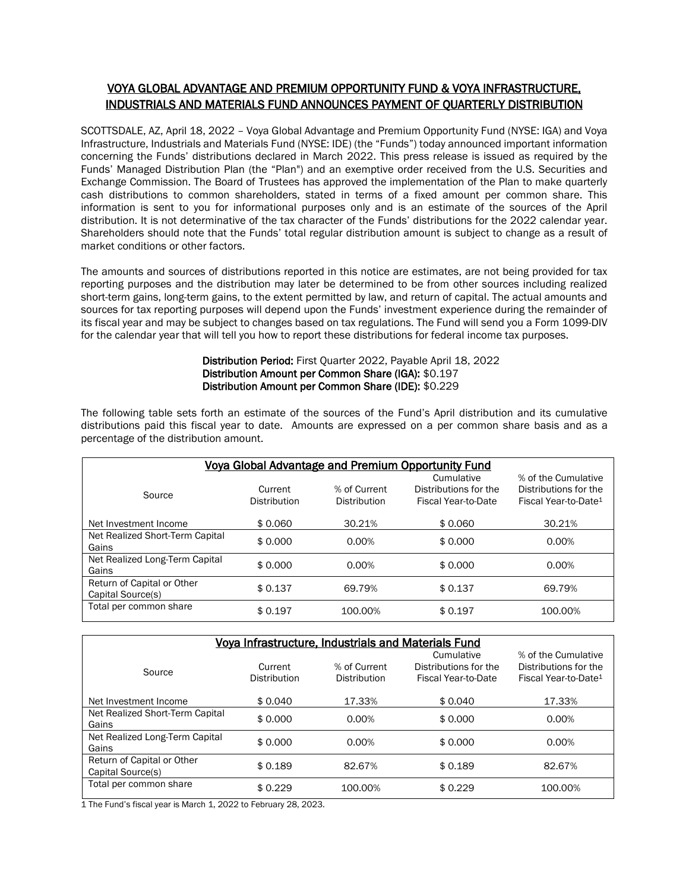# VOYA GLOBAL ADVANTAGE AND PREMIUM OPPORTUNITY FUND & VOYA INFRASTRUCTURE, INDUSTRIALS AND MATERIALS FUND ANNOUNCES PAYMENT OF QUARTERLY DISTRIBUTION

SCOTTSDALE, AZ, April 18, 2022 – Voya Global Advantage and Premium Opportunity Fund (NYSE: IGA) and Voya Infrastructure, Industrials and Materials Fund (NYSE: IDE) (the "Funds") today announced important information concerning the Funds' distributions declared in March 2022. This press release is issued as required by the Funds' Managed Distribution Plan (the "Plan") and an exemptive order received from the U.S. Securities and Exchange Commission. The Board of Trustees has approved the implementation of the Plan to make quarterly cash distributions to common shareholders, stated in terms of a fixed amount per common share. This information is sent to you for informational purposes only and is an estimate of the sources of the April distribution. It is not determinative of the tax character of the Funds' distributions for the 2022 calendar year. Shareholders should note that the Funds' total regular distribution amount is subject to change as a result of market conditions or other factors.

The amounts and sources of distributions reported in this notice are estimates, are not being provided for tax reporting purposes and the distribution may later be determined to be from other sources including realized short-term gains, long-term gains, to the extent permitted by law, and return of capital. The actual amounts and sources for tax reporting purposes will depend upon the Funds' investment experience during the remainder of its fiscal year and may be subject to changes based on tax regulations. The Fund will send you a Form 1099-DIV for the calendar year that will tell you how to report these distributions for federal income tax purposes.

**Distribution Period:** First Quarter 2022, Payable April 18, 2022
**Distribution Amount per Common Share (IGA):** $0.197
**Distribution Amount per Common Share (IDE):** $0.229

The following table sets forth an estimate of the sources of the Fund's April distribution and its cumulative distributions paid this fiscal year to date. Amounts are expressed on a per common share basis and as a percentage of the distribution amount.

**Voya Global Advantage and Premium Opportunity Fund**

| Source | Current Distribution | % of Current Distribution | Cumulative Distributions for the Fiscal Year-to-Date | % of the Cumulative Distributions for the Fiscal Year-to-Date[1] |
|---|---|---|---|---|
| Net Investment Income | $ 0.060 | 30.21% | $ 0.060 | 30.21% |
| Net Realized Short-Term Capital Gains | $ 0.000 | 0.00% | $ 0.000 | 0.00% |
| Net Realized Long-Term Capital Gains | $ 0.000 | 0.00% | $ 0.000 | 0.00% |
| Return of Capital or Other Capital Source(s) | $ 0.137 | 69.79% | $ 0.137 | 69.79% |
| Total per common share | $ 0.197 | 100.00% | $ 0.197 | 100.00% |

**Voya Infrastructure, Industrials and Materials Fund**

| Source | Current Distribution | % of Current Distribution | Cumulative Distributions for the Fiscal Year-to-Date | % of the Cumulative Distributions for the Fiscal Year-to-Date[1] |
|---|---|---|---|---|
| Net Investment Income | $ 0.040 | 17.33% | $ 0.040 | 17.33% |
| Net Realized Short-Term Capital Gains | $ 0.000 | 0.00% | $ 0.000 | 0.00% |
| Net Realized Long-Term Capital Gains | $ 0.000 | 0.00% | $ 0.000 | 0.00% |
| Return of Capital or Other Capital Source(s) | $ 0.189 | 82.67% | $ 0.189 | 82.67% |
| Total per common share | $ 0.229 | 100.00% | $ 0.229 | 100.00% |

1 The Fund's fiscal year is March 1, 2022 to February 28, 2023.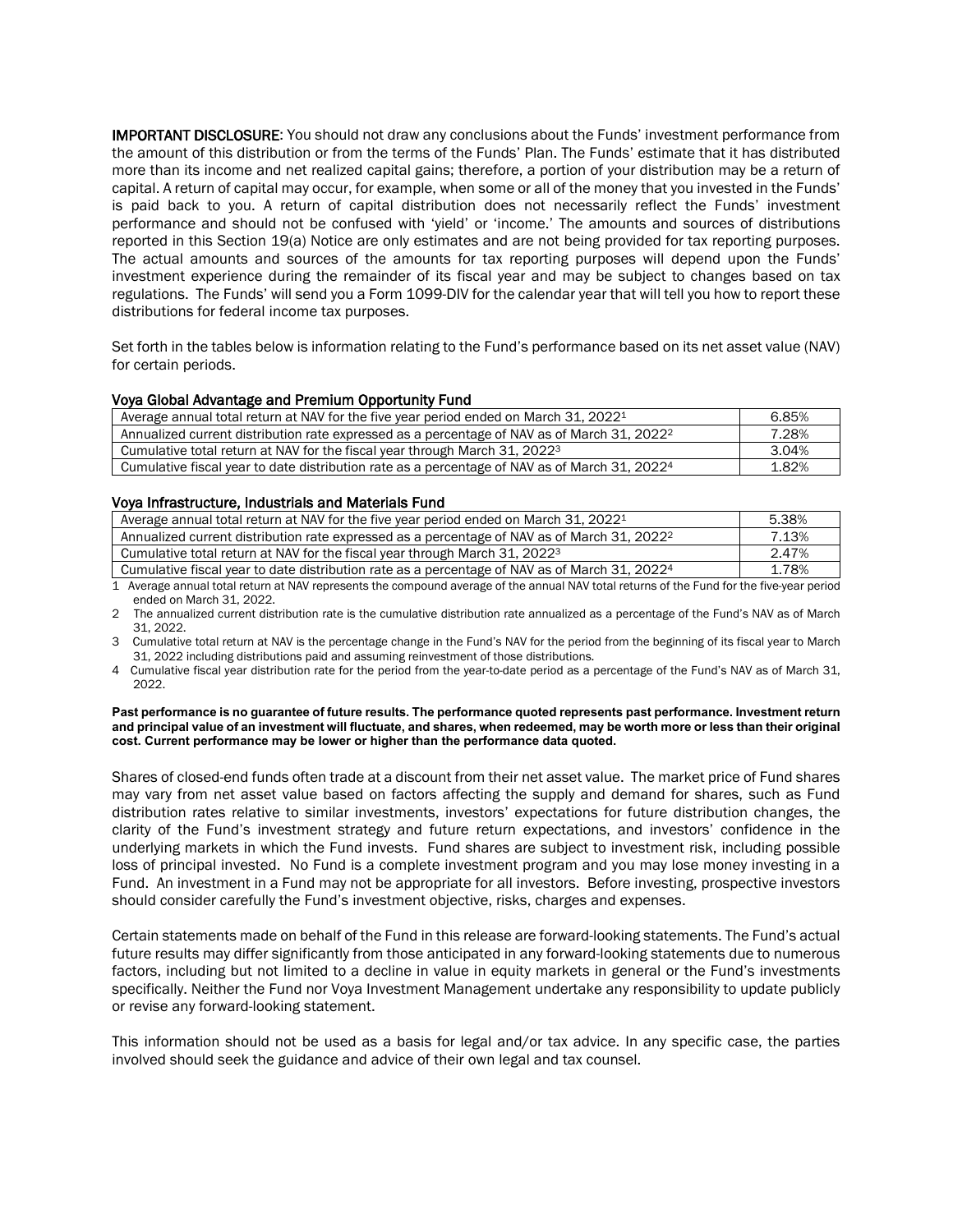**IMPORTANT DISCLOSURE**: You should not draw any conclusions about the Funds' investment performance from the amount of this distribution or from the terms of the Funds' Plan. The Funds' estimate that it has distributed more than its income and net realized capital gains; therefore, a portion of your distribution may be a return of capital. A return of capital may occur, for example, when some or all of the money that you invested in the Funds' is paid back to you. A return of capital distribution does not necessarily reflect the Funds' investment performance and should not be confused with 'yield' or 'income.' The amounts and sources of distributions reported in this Section 19(a) Notice are only estimates and are not being provided for tax reporting purposes. The actual amounts and sources of the amounts for tax reporting purposes will depend upon the Funds' investment experience during the remainder of its fiscal year and may be subject to changes based on tax regulations. The Funds' will send you a Form 1099-DIV for the calendar year that will tell you how to report these distributions for federal income tax purposes.

Set forth in the tables below is information relating to the Fund's performance based on its net asset value (NAV) for certain periods.

**Voya Global Advantage and Premium Opportunity Fund**

| | |
|---|---|
| Average annual total return at NAV for the five year period ended on March 31, 2022[1] | 6.85% |
| Annualized current distribution rate expressed as a percentage of NAV as of March 31, 2022[2] | 7.28% |
| Cumulative total return at NAV for the fiscal year through March 31, 2022[3] | 3.04% |
| Cumulative fiscal year to date distribution rate as a percentage of NAV as of March 31, 2022[4] | 1.82% |

**Voya Infrastructure, Industrials and Materials Fund**

| | |
|---|---|
| Average annual total return at NAV for the five year period ended on March 31, 2022[1] | 5.38% |
| Annualized current distribution rate expressed as a percentage of NAV as of March 31, 2022[2] | 7.13% |
| Cumulative total return at NAV for the fiscal year through March 31, 2022[3] | 2.47% |
| Cumulative fiscal year to date distribution rate as a percentage of NAV as of March 31, 2022[4] | 1.78% |

1 Average annual total return at NAV represents the compound average of the annual NAV total returns of the Fund for the five-year period ended on March 31, 2022.

2 The annualized current distribution rate is the cumulative distribution rate annualized as a percentage of the Fund's NAV as of March 31, 2022.

3 Cumulative total return at NAV is the percentage change in the Fund's NAV for the period from the beginning of its fiscal year to March 31, 2022 including distributions paid and assuming reinvestment of those distributions.

4 Cumulative fiscal year distribution rate for the period from the year-to-date period as a percentage of the Fund's NAV as of March 31, 2022.

**Past performance is no guarantee of future results. The performance quoted represents past performance. Investment return and principal value of an investment will fluctuate, and shares, when redeemed, may be worth more or less than their original cost. Current performance may be lower or higher than the performance data quoted.**

Shares of closed-end funds often trade at a discount from their net asset value. The market price of Fund shares may vary from net asset value based on factors affecting the supply and demand for shares, such as Fund distribution rates relative to similar investments, investors' expectations for future distribution changes, the clarity of the Fund's investment strategy and future return expectations, and investors' confidence in the underlying markets in which the Fund invests. Fund shares are subject to investment risk, including possible loss of principal invested. No Fund is a complete investment program and you may lose money investing in a Fund. An investment in a Fund may not be appropriate for all investors. Before investing, prospective investors should consider carefully the Fund's investment objective, risks, charges and expenses.

Certain statements made on behalf of the Fund in this release are forward-looking statements. The Fund's actual future results may differ significantly from those anticipated in any forward-looking statements due to numerous factors, including but not limited to a decline in value in equity markets in general or the Fund's investments specifically. Neither the Fund nor Voya Investment Management undertake any responsibility to update publicly or revise any forward-looking statement.

This information should not be used as a basis for legal and/or tax advice. In any specific case, the parties involved should seek the guidance and advice of their own legal and tax counsel.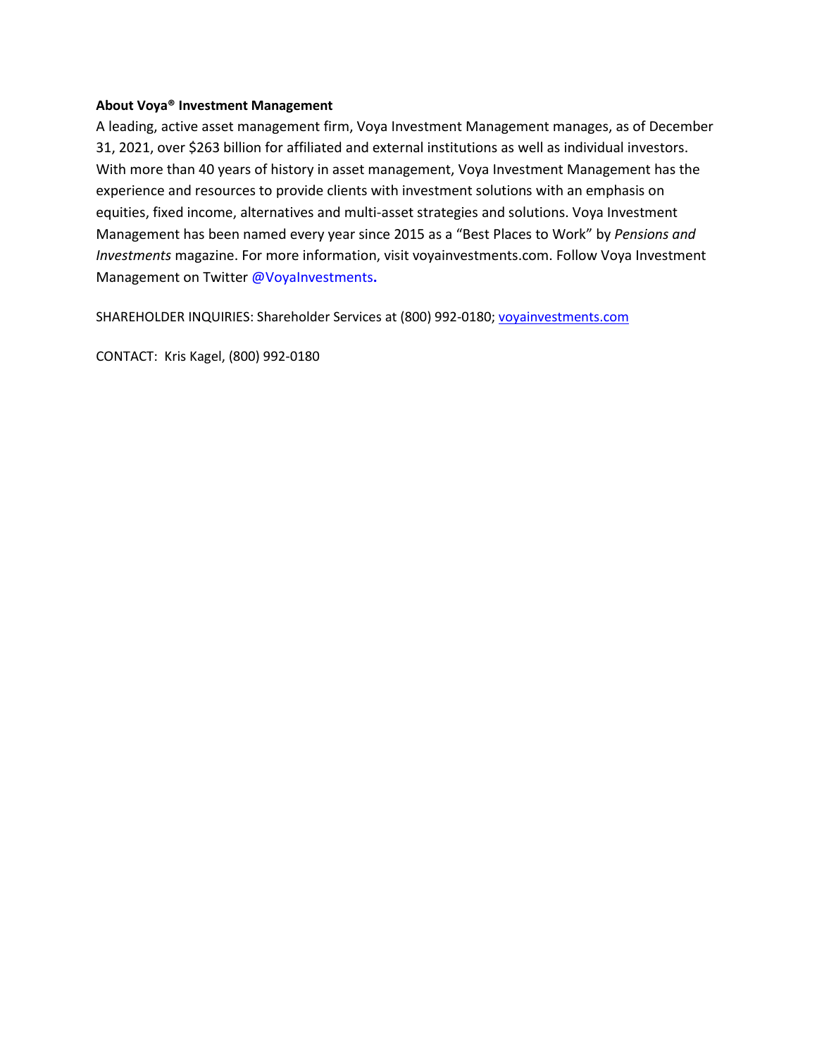**About Voya® Investment Management**

A leading, active asset management firm, Voya Investment Management manages, as of December 31, 2021, over $263 billion for affiliated and external institutions as well as individual investors. With more than 40 years of history in asset management, Voya Investment Management has the experience and resources to provide clients with investment solutions with an emphasis on equities, fixed income, alternatives and multi-asset strategies and solutions. Voya Investment Management has been named every year since 2015 as a "Best Places to Work" by *Pensions and Investments* magazine. For more information, visit voyainvestments.com. Follow Voya Investment Management on Twitter @VoyaInvestments**.**

SHAREHOLDER INQUIRIES: Shareholder Services at (800) 992-0180; voyainvestments.com

CONTACT: Kris Kagel, (800) 992-0180